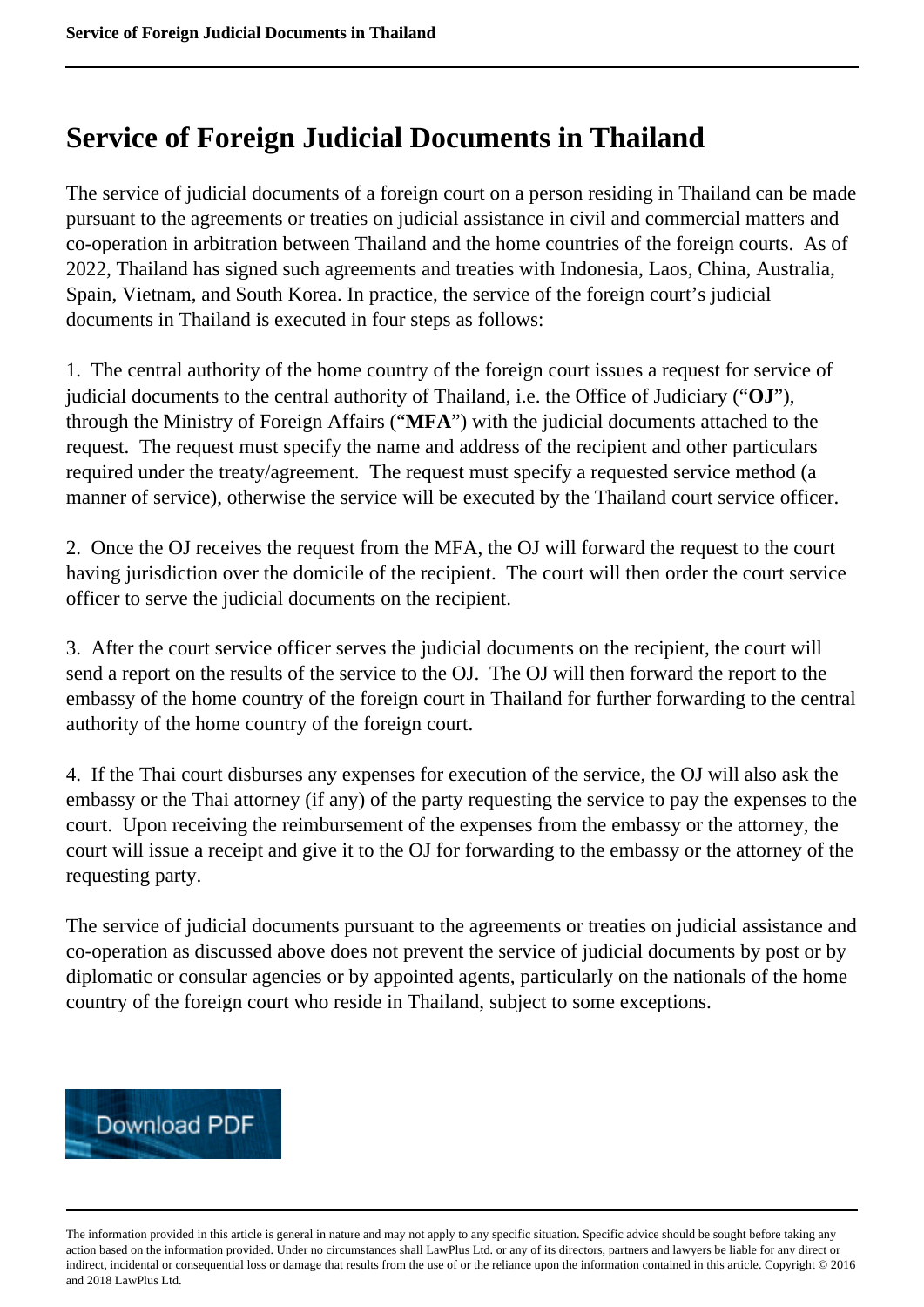# Service of Foreign Judicial Documents in Thailand

The service of judicial documents of a foreign court on a person residing in Thailand can be made pursuant to the agreements or treaties on judicial assistance in civil and commercial matters and co-operation in arbitration between Thailand and the home countries of the foreign courts. As of 2022, Thailand has signed such agreements and treaties with Indonesia, Laos, China, Australia, Spain, Vietnam, and South Korea. In practice, the service of the foreign court's judicial documents in Thailand is executed in four steps as follows:

1. The central authority of the home country of the foreign court issues a request for service of judicial documents to the central authority of Thailand, i.e. the Office of Judiciary ("**OJ**"), through the Ministry of Foreign Affairs ("**MFA**") with the judicial documents attached to the request. The request must specify the name and address of the recipient and other particulars required under the treaty/agreement. The request must specify a requested service method (a manner of service), otherwise the service will be executed by the Thailand court service officer.

2. Once the OJ receives the request from the MFA, the OJ will forward the request to the court having jurisdiction over the domicile of the recipient. The court will then order the court service officer to serve the judicial documents on the recipient.

3. After the court service officer serves the judicial documents on the recipient, the court will send a report on the results of the service to the OJ. The OJ will then forward the report to the embassy of the home country of the foreign court in Thailand for further forwarding to the central authority of the home country of the foreign court.

4. If the Thai court disburses any expenses for execution of the service, the OJ will also ask the embassy or the Thai attorney (if any) of the party requesting the service to pay the expenses to the court. Upon receiving the reimbursement of the expenses from the embassy or the attorney, the court will issue a receipt and give it to the OJ for forwarding to the embassy or the attorney of the requesting party.

The service of judicial documents pursuant to the agreements or treaties on judicial assistance and co-operation as discussed above does not prevent the service of judicial documents by post or by diplomatic or consular agencies or by appointed agents, particularly on the nationals of the home country of the foreign court who reside in Thailand, subject to some exceptions.

Download PDF

The information provided in this article is general in nature and may not apply to any specific situation. Specific advice should be sought before taking any action based on the information provided. Under no circumstances shall LawPlus Ltd. or any of its directors, partners and lawyers be liable for any direct or indirect, incidental or consequential loss or damage that results from the use of or the reliance upon the information contained in this article. Copyright © 2016 and 2018 LawPlus Ltd.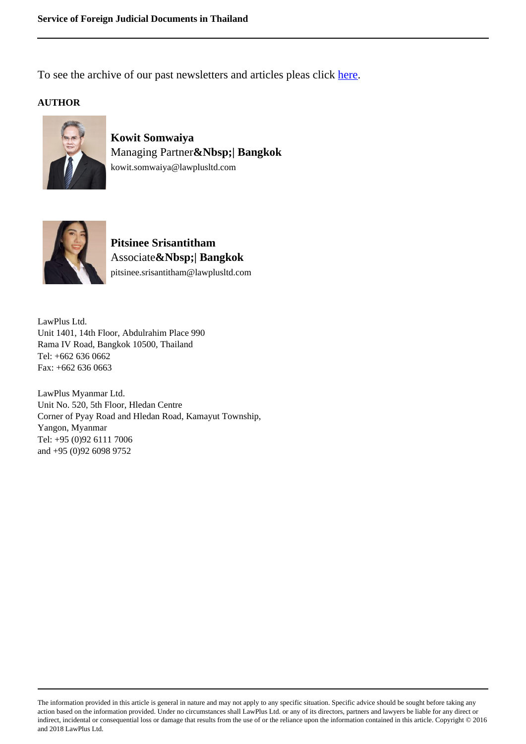To see the archive of our past newsletters and articles pleas click [here](#).

**AUTHOR**

**Kowit Somwaiya**
Managing Partner**&Nbsp;| Bangkok**
kowit.somwaiya@lawplusltd.com

**Pitsinee Srisantitham**
Associate**&Nbsp;| Bangkok**
pitsinee.srisantitham@lawplusltd.com

LawPlus Ltd.
Unit 1401, 14th Floor, Abdulrahim Place 990
Rama IV Road, Bangkok 10500, Thailand
Tel: +662 636 0662
Fax: +662 636 0663

LawPlus Myanmar Ltd.
Unit No. 520, 5th Floor, Hledan Centre
Corner of Pyay Road and Hledan Road, Kamayut Township,
Yangon, Myanmar
Tel: +95 (0)92 6111 7006
and +95 (0)92 6098 9752

The information provided in this article is general in nature and may not apply to any specific situation. Specific advice should be sought before taking any action based on the information provided. Under no circumstances shall LawPlus Ltd. or any of its directors, partners and lawyers be liable for any direct or indirect, incidental or consequential loss or damage that results from the use of or the reliance upon the information contained in this article. Copyright © 2016 and 2018 LawPlus Ltd.